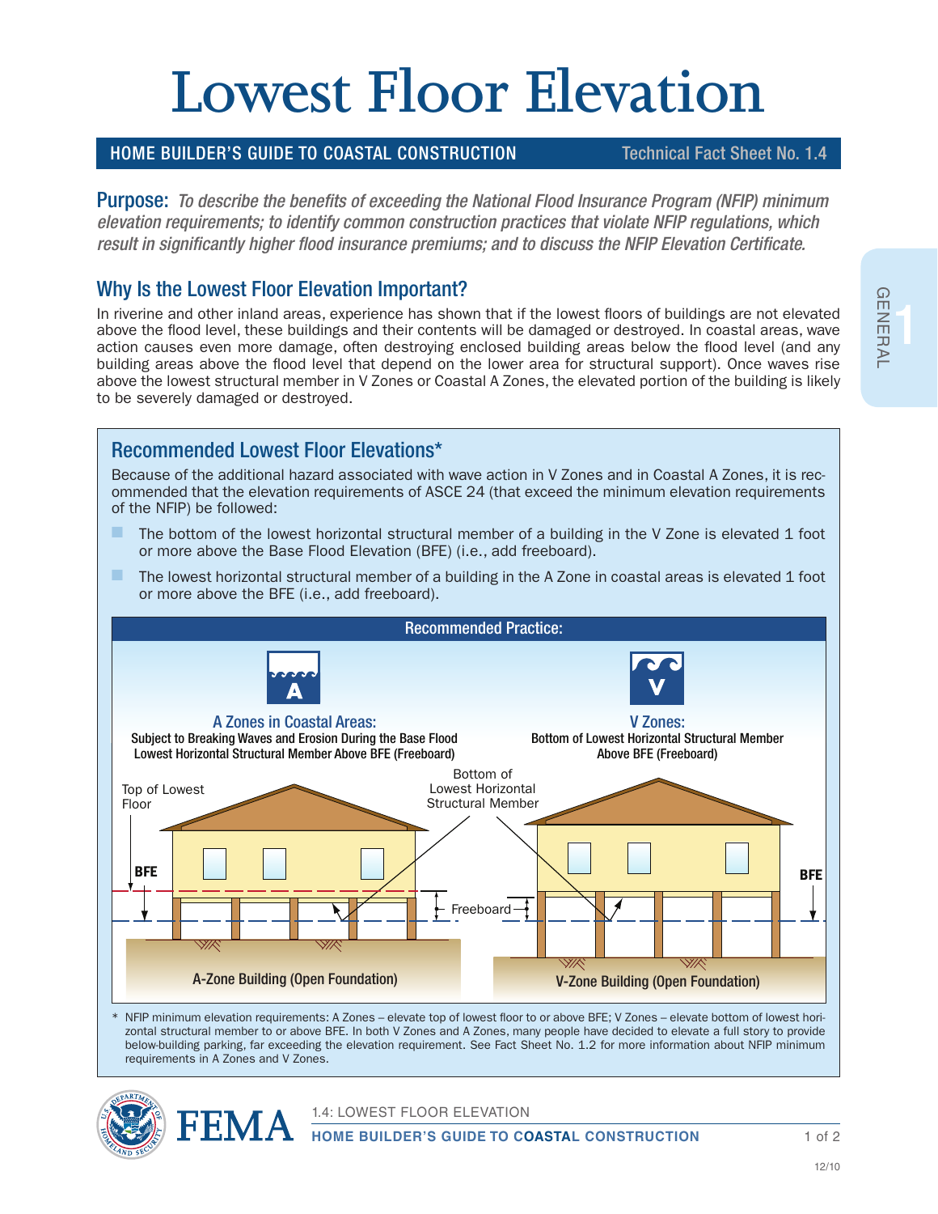# Lowest Floor Elevation

**HOME BUILDER'S GUIDE TO COASTAL CONSTRUCTION** — Technical Fact Sheet No. 1.4

**Purpose:** *To describe the benefits of exceeding the National Flood Insurance Program (NFIP) minimum elevation requirements; to identify common construction practices that violate NFIP regulations, which result in significantly higher flood insurance premiums; and to discuss the NFIP Elevation Certificate.*

## Why Is the Lowest Floor Elevation Important?

In riverine and other inland areas, experience has shown that if the lowest floors of buildings are not elevated above the flood level, these buildings and their contents will be damaged or destroyed. In coastal areas, wave action causes even more damage, often destroying enclosed building areas below the flood level (and any building areas above the flood level that depend on the lower area for structural support). Once waves rise above the lowest structural member in V Zones or Coastal A Zones, the elevated portion of the building is likely to be severely damaged or destroyed.

### Recommended Lowest Floor Elevations*

Because of the additional hazard associated with wave action in V Zones and in Coastal A Zones, it is recommended that the elevation requirements of ASCE 24 (that exceed the minimum elevation requirements of the NFIP) be followed:

- The bottom of the lowest horizontal structural member of a building in the V Zone is elevated 1 foot or more above the Base Flood Elevation (BFE) (i.e., add freeboard).
- The lowest horizontal structural member of a building in the A Zone in coastal areas is elevated 1 foot or more above the BFE (i.e., add freeboard).

**Recommended Practice:**

**A Zones in Coastal Areas:**
Subject to Breaking Waves and Erosion During the Base Flood
Lowest Horizontal Structural Member Above BFE (Freeboard)

**V Zones:**
Bottom of Lowest Horizontal Structural Member
Above BFE (Freeboard)

Top of Lowest Floor — BFE — Bottom of Lowest Horizontal Structural Member — Freeboard — BFE

A-Zone Building (Open Foundation)

V-Zone Building (Open Foundation)

\* NFIP minimum elevation requirements: A Zones – elevate top of lowest floor to or above BFE; V Zones – elevate bottom of lowest horizontal structural member to or above BFE. In both V Zones and A Zones, many people have decided to elevate a full story to provide below-building parking, far exceeding the elevation requirement. See Fact Sheet No. 1.2 for more information about NFIP minimum requirements in A Zones and V Zones.

12/10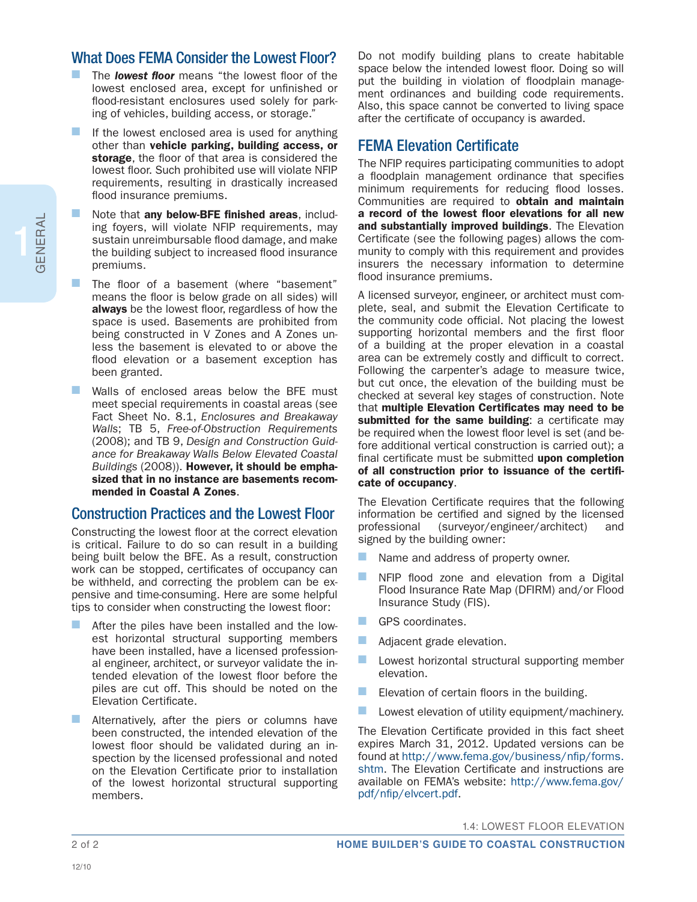## What Does FEMA Consider the Lowest Floor?

- The ***lowest floor*** means "the lowest floor of the lowest enclosed area, except for unfinished or flood-resistant enclosures used solely for parking of vehicles, building access, or storage."
- If the lowest enclosed area is used for anything other than **vehicle parking, building access, or storage**, the floor of that area is considered the lowest floor. Such prohibited use will violate NFIP requirements, resulting in drastically increased flood insurance premiums.
- Note that **any below-BFE finished areas**, including foyers, will violate NFIP requirements, may sustain unreimbursable flood damage, and make the building subject to increased flood insurance premiums.
- The floor of a basement (where "basement" means the floor is below grade on all sides) will **always** be the lowest floor, regardless of how the space is used. Basements are prohibited from being constructed in V Zones and A Zones unless the basement is elevated to or above the flood elevation or a basement exception has been granted.
- Walls of enclosed areas below the BFE must meet special requirements in coastal areas (see Fact Sheet No. 8.1, *Enclosures and Breakaway Walls*; TB 5, *Free-of-Obstruction Requirements* (2008); and TB 9, *Design and Construction Guidance for Breakaway Walls Below Elevated Coastal Buildings* (2008)). **However, it should be emphasized that in no instance are basements recommended in Coastal A Zones**.

## Construction Practices and the Lowest Floor

Constructing the lowest floor at the correct elevation is critical. Failure to do so can result in a building being built below the BFE. As a result, construction work can be stopped, certificates of occupancy can be withheld, and correcting the problem can be expensive and time-consuming. Here are some helpful tips to consider when constructing the lowest floor:

- After the piles have been installed and the lowest horizontal structural supporting members have been installed, have a licensed professional engineer, architect, or surveyor validate the intended elevation of the lowest floor before the piles are cut off. This should be noted on the Elevation Certificate.
- Alternatively, after the piers or columns have been constructed, the intended elevation of the lowest floor should be validated during an inspection by the licensed professional and noted on the Elevation Certificate prior to installation of the lowest horizontal structural supporting members.

Do not modify building plans to create habitable space below the intended lowest floor. Doing so will put the building in violation of floodplain management ordinances and building code requirements. Also, this space cannot be converted to living space after the certificate of occupancy is awarded.

## FEMA Elevation Certificate

The NFIP requires participating communities to adopt a floodplain management ordinance that specifies minimum requirements for reducing flood losses. Communities are required to **obtain and maintain a record of the lowest floor elevations for all new and substantially improved buildings**. The Elevation Certificate (see the following pages) allows the community to comply with this requirement and provides insurers the necessary information to determine flood insurance premiums.

A licensed surveyor, engineer, or architect must complete, seal, and submit the Elevation Certificate to the community code official. Not placing the lowest supporting horizontal members and the first floor of a building at the proper elevation in a coastal area can be extremely costly and difficult to correct. Following the carpenter's adage to measure twice, but cut once, the elevation of the building must be checked at several key stages of construction. Note that **multiple Elevation Certificates may need to be submitted for the same building**: a certificate may be required when the lowest floor level is set (and before additional vertical construction is carried out); a final certificate must be submitted **upon completion of all construction prior to issuance of the certificate of occupancy**.

The Elevation Certificate requires that the following information be certified and signed by the licensed professional (surveyor/engineer/architect) and signed by the building owner:

- Name and address of property owner.
- NFIP flood zone and elevation from a Digital Flood Insurance Rate Map (DFIRM) and/or Flood Insurance Study (FIS).
- GPS coordinates.
- Adjacent grade elevation.
- Lowest horizontal structural supporting member elevation.
- Elevation of certain floors in the building.
- Lowest elevation of utility equipment/machinery.

The Elevation Certificate provided in this fact sheet expires March 31, 2012. Updated versions can be found at http://www.fema.gov/business/nfip/forms.shtm. The Elevation Certificate and instructions are available on FEMA's website: http://www.fema.gov/pdf/nfip/elvcert.pdf.